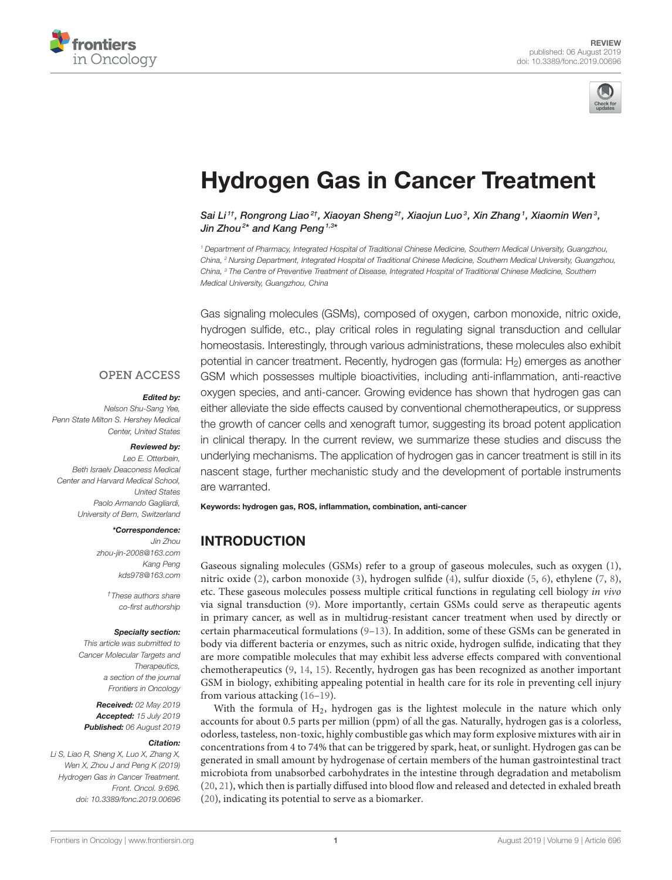REVIEW
published: 06 August 2019
doi: 10.3389/fonc.2019.00696

# Hydrogen Gas in Cancer Treatment

*Sai Li[1†], Rongrong Liao[2†], Xiaoyan Sheng[2†], Xiaojun Luo[3], Xin Zhang[1], Xiaomin Wen[3], Jin Zhou[2*] and Kang Peng[1,3*]*

[1] Department of Pharmacy, Integrated Hospital of Traditional Chinese Medicine, Southern Medical University, Guangzhou, China, [2] Nursing Department, Integrated Hospital of Traditional Chinese Medicine, Southern Medical University, Guangzhou, China, [3] The Centre of Preventive Treatment of Disease, Integrated Hospital of Traditional Chinese Medicine, Southern Medical University, Guangzhou, China

OPEN ACCESS

**Edited by:**
Nelson Shu-Sang Yee,
Penn State Milton S. Hershey Medical Center, United States

**Reviewed by:**
Leo E. Otterbein,
Beth Israelv Deaconess Medical Center and Harvard Medical School, United States
Paolo Armando Gagliardi,
University of Bern, Switzerland

***Correspondence:**
Jin Zhou
zhou-jin-2008@163.com
Kang Peng
kds978@163.com

†These authors share co-first authorship

**Specialty section:**
This article was submitted to Cancer Molecular Targets and Therapeutics, a section of the journal Frontiers in Oncology

**Received:** 02 May 2019
**Accepted:** 15 July 2019
**Published:** 06 August 2019

**Citation:**
Li S, Liao R, Sheng X, Luo X, Zhang X, Wen X, Zhou J and Peng K (2019) Hydrogen Gas in Cancer Treatment. Front. Oncol. 9:696. doi: 10.3389/fonc.2019.00696

Gas signaling molecules (GSMs), composed of oxygen, carbon monoxide, nitric oxide, hydrogen sulfide, etc., play critical roles in regulating signal transduction and cellular homeostasis. Interestingly, through various administrations, these molecules also exhibit potential in cancer treatment. Recently, hydrogen gas (formula: $H_2$) emerges as another GSM which possesses multiple bioactivities, including anti-inflammation, anti-reactive oxygen species, and anti-cancer. Growing evidence has shown that hydrogen gas can either alleviate the side effects caused by conventional chemotherapeutics, or suppress the growth of cancer cells and xenograft tumor, suggesting its broad potent application in clinical therapy. In the current review, we summarize these studies and discuss the underlying mechanisms. The application of hydrogen gas in cancer treatment is still in its nascent stage, further mechanistic study and the development of portable instruments are warranted.

**Keywords: hydrogen gas, ROS, inflammation, combination, anti-cancer**

## INTRODUCTION

Gaseous signaling molecules (GSMs) refer to a group of gaseous molecules, such as oxygen (1), nitric oxide (2), carbon monoxide (3), hydrogen sulfide (4), sulfur dioxide (5, 6), ethylene (7, 8), etc. These gaseous molecules possess multiple critical functions in regulating cell biology *in vivo* via signal transduction (9). More importantly, certain GSMs could serve as therapeutic agents in primary cancer, as well as in multidrug-resistant cancer treatment when used by directly or certain pharmaceutical formulations (9–13). In addition, some of these GSMs can be generated in body via different bacteria or enzymes, such as nitric oxide, hydrogen sulfide, indicating that they are more compatible molecules that may exhibit less adverse effects compared with conventional chemotherapeutics (9, 14, 15). Recently, hydrogen gas has been recognized as another important GSM in biology, exhibiting appealing potential in health care for its role in preventing cell injury from various attacking (16–19).

With the formula of $H_2$, hydrogen gas is the lightest molecule in the nature which only accounts for about 0.5 parts per million (ppm) of all the gas. Naturally, hydrogen gas is a colorless, odorless, tasteless, non-toxic, highly combustible gas which may form explosive mixtures with air in concentrations from 4 to 74% that can be triggered by spark, heat, or sunlight. Hydrogen gas can be generated in small amount by hydrogenase of certain members of the human gastrointestinal tract microbiota from unabsorbed carbohydrates in the intestine through degradation and metabolism (20, 21), which then is partially diffused into blood flow and released and detected in exhaled breath (20), indicating its potential to serve as a biomarker.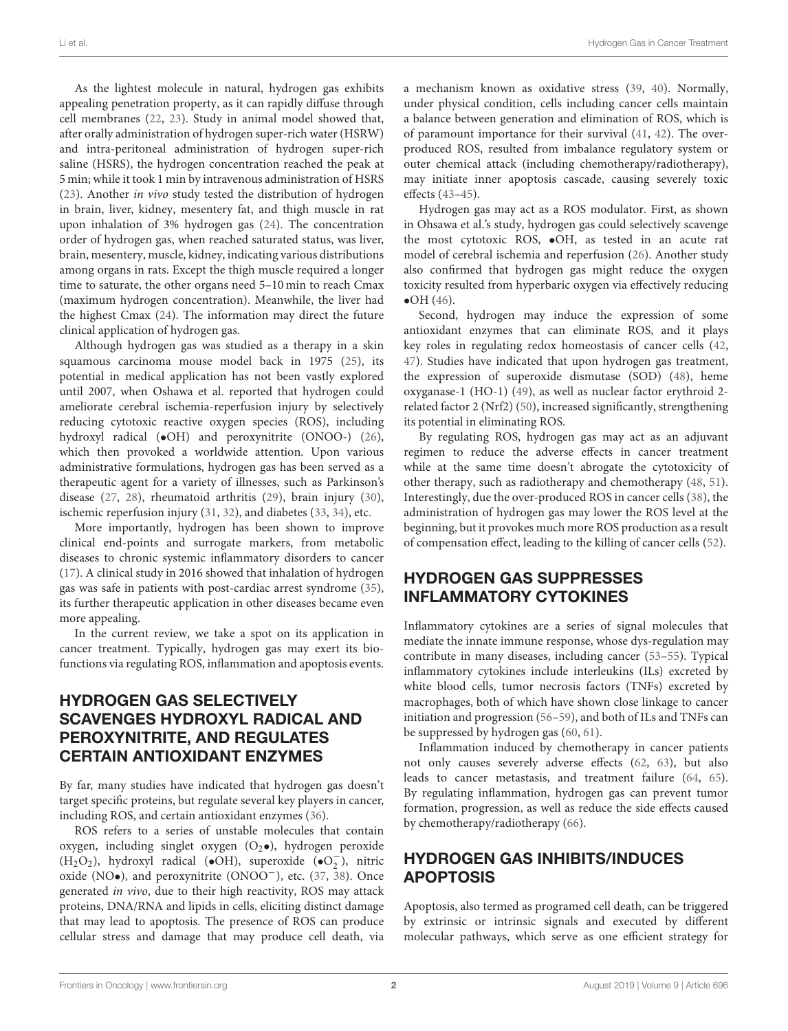As the lightest molecule in natural, hydrogen gas exhibits appealing penetration property, as it can rapidly diffuse through cell membranes (22, 23). Study in animal model showed that, after orally administration of hydrogen super-rich water (HSRW) and intra-peritoneal administration of hydrogen super-rich saline (HSRS), the hydrogen concentration reached the peak at 5 min; while it took 1 min by intravenous administration of HSRS (23). Another *in vivo* study tested the distribution of hydrogen in brain, liver, kidney, mesentery fat, and thigh muscle in rat upon inhalation of 3% hydrogen gas (24). The concentration order of hydrogen gas, when reached saturated status, was liver, brain, mesentery, muscle, kidney, indicating various distributions among organs in rats. Except the thigh muscle required a longer time to saturate, the other organs need 5–10 min to reach Cmax (maximum hydrogen concentration). Meanwhile, the liver had the highest Cmax (24). The information may direct the future clinical application of hydrogen gas.

Although hydrogen gas was studied as a therapy in a skin squamous carcinoma mouse model back in 1975 (25), its potential in medical application has not been vastly explored until 2007, when Oshawa et al. reported that hydrogen could ameliorate cerebral ischemia-reperfusion injury by selectively reducing cytotoxic reactive oxygen species (ROS), including hydroxyl radical (•OH) and peroxynitrite (ONOO-) (26), which then provoked a worldwide attention. Upon various administrative formulations, hydrogen gas has been served as a therapeutic agent for a variety of illnesses, such as Parkinson's disease (27, 28), rheumatoid arthritis (29), brain injury (30), ischemic reperfusion injury (31, 32), and diabetes (33, 34), etc.

More importantly, hydrogen has been shown to improve clinical end-points and surrogate markers, from metabolic diseases to chronic systemic inflammatory disorders to cancer (17). A clinical study in 2016 showed that inhalation of hydrogen gas was safe in patients with post-cardiac arrest syndrome (35), its further therapeutic application in other diseases became even more appealing.

In the current review, we take a spot on its application in cancer treatment. Typically, hydrogen gas may exert its bio-functions via regulating ROS, inflammation and apoptosis events.

## HYDROGEN GAS SELECTIVELY SCAVENGES HYDROXYL RADICAL AND PEROXYNITRITE, AND REGULATES CERTAIN ANTIOXIDANT ENZYMES

By far, many studies have indicated that hydrogen gas doesn't target specific proteins, but regulate several key players in cancer, including ROS, and certain antioxidant enzymes (36).

ROS refers to a series of unstable molecules that contain oxygen, including singlet oxygen ($O_2$•), hydrogen peroxide ($H_2O_2$), hydroxyl radical (•OH), superoxide (•$O_2^-$), nitric oxide (NO•), and peroxynitrite ($ONOO^-$), etc. (37, 38). Once generated *in vivo*, due to their high reactivity, ROS may attack proteins, DNA/RNA and lipids in cells, eliciting distinct damage that may lead to apoptosis. The presence of ROS can produce cellular stress and damage that may produce cell death, via a mechanism known as oxidative stress (39, 40). Normally, under physical condition, cells including cancer cells maintain a balance between generation and elimination of ROS, which is of paramount importance for their survival (41, 42). The over-produced ROS, resulted from imbalance regulatory system or outer chemical attack (including chemotherapy/radiotherapy), may initiate inner apoptosis cascade, causing severely toxic effects (43–45).

Hydrogen gas may act as a ROS modulator. First, as shown in Ohsawa et al.'s study, hydrogen gas could selectively scavenge the most cytotoxic ROS, •OH, as tested in an acute rat model of cerebral ischemia and reperfusion (26). Another study also confirmed that hydrogen gas might reduce the oxygen toxicity resulted from hyperbaric oxygen via effectively reducing •OH (46).

Second, hydrogen may induce the expression of some antioxidant enzymes that can eliminate ROS, and it plays key roles in regulating redox homeostasis of cancer cells (42, 47). Studies have indicated that upon hydrogen gas treatment, the expression of superoxide dismutase (SOD) (48), heme oxyganase-1 (HO-1) (49), as well as nuclear factor erythroid 2-related factor 2 (Nrf2) (50), increased significantly, strengthening its potential in eliminating ROS.

By regulating ROS, hydrogen gas may act as an adjuvant regimen to reduce the adverse effects in cancer treatment while at the same time doesn't abrogate the cytotoxicity of other therapy, such as radiotherapy and chemotherapy (48, 51). Interestingly, due the over-produced ROS in cancer cells (38), the administration of hydrogen gas may lower the ROS level at the beginning, but it provokes much more ROS production as a result of compensation effect, leading to the killing of cancer cells (52).

## HYDROGEN GAS SUPPRESSES INFLAMMATORY CYTOKINES

Inflammatory cytokines are a series of signal molecules that mediate the innate immune response, whose dys-regulation may contribute in many diseases, including cancer (53–55). Typical inflammatory cytokines include interleukins (ILs) excreted by white blood cells, tumor necrosis factors (TNFs) excreted by macrophages, both of which have shown close linkage to cancer initiation and progression (56–59), and both of ILs and TNFs can be suppressed by hydrogen gas (60, 61).

Inflammation induced by chemotherapy in cancer patients not only causes severely adverse effects (62, 63), but also leads to cancer metastasis, and treatment failure (64, 65). By regulating inflammation, hydrogen gas can prevent tumor formation, progression, as well as reduce the side effects caused by chemotherapy/radiotherapy (66).

## HYDROGEN GAS INHIBITS/INDUCES APOPTOSIS

Apoptosis, also termed as programed cell death, can be triggered by extrinsic or intrinsic signals and executed by different molecular pathways, which serve as one efficient strategy for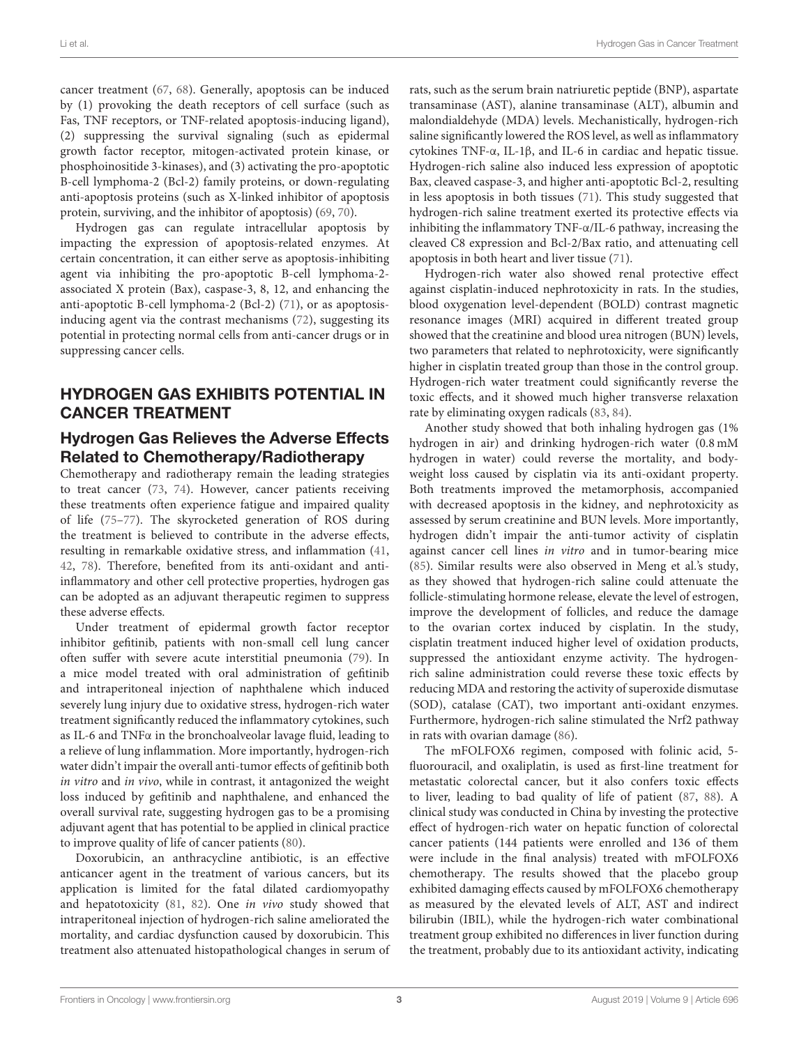cancer treatment (67, 68). Generally, apoptosis can be induced by (1) provoking the death receptors of cell surface (such as Fas, TNF receptors, or TNF-related apoptosis-inducing ligand), (2) suppressing the survival signaling (such as epidermal growth factor receptor, mitogen-activated protein kinase, or phosphoinositide 3-kinases), and (3) activating the pro-apoptotic B-cell lymphoma-2 (Bcl-2) family proteins, or down-regulating anti-apoptosis proteins (such as X-linked inhibitor of apoptosis protein, surviving, and the inhibitor of apoptosis) (69, 70).

Hydrogen gas can regulate intracellular apoptosis by impacting the expression of apoptosis-related enzymes. At certain concentration, it can either serve as apoptosis-inhibiting agent via inhibiting the pro-apoptotic B-cell lymphoma-2-associated X protein (Bax), caspase-3, 8, 12, and enhancing the anti-apoptotic B-cell lymphoma-2 (Bcl-2) (71), or as apoptosis-inducing agent via the contrast mechanisms (72), suggesting its potential in protecting normal cells from anti-cancer drugs or in suppressing cancer cells.

## HYDROGEN GAS EXHIBITS POTENTIAL IN CANCER TREATMENT

### Hydrogen Gas Relieves the Adverse Effects Related to Chemotherapy/Radiotherapy

Chemotherapy and radiotherapy remain the leading strategies to treat cancer (73, 74). However, cancer patients receiving these treatments often experience fatigue and impaired quality of life (75–77). The skyrocketed generation of ROS during the treatment is believed to contribute in the adverse effects, resulting in remarkable oxidative stress, and inflammation (41, 42, 78). Therefore, benefited from its anti-oxidant and anti-inflammatory and other cell protective properties, hydrogen gas can be adopted as an adjuvant therapeutic regimen to suppress these adverse effects.

Under treatment of epidermal growth factor receptor inhibitor gefitinib, patients with non-small cell lung cancer often suffer with severe acute interstitial pneumonia (79). In a mice model treated with oral administration of gefitinib and intraperitoneal injection of naphthalene which induced severely lung injury due to oxidative stress, hydrogen-rich water treatment significantly reduced the inflammatory cytokines, such as IL-6 and TNFα in the bronchoalveolar lavage fluid, leading to a relieve of lung inflammation. More importantly, hydrogen-rich water didn't impair the overall anti-tumor effects of gefitinib both *in vitro* and *in vivo*, while in contrast, it antagonized the weight loss induced by gefitinib and naphthalene, and enhanced the overall survival rate, suggesting hydrogen gas to be a promising adjuvant agent that has potential to be applied in clinical practice to improve quality of life of cancer patients (80).

Doxorubicin, an anthracycline antibiotic, is an effective anticancer agent in the treatment of various cancers, but its application is limited for the fatal dilated cardiomyopathy and hepatotoxicity (81, 82). One *in vivo* study showed that intraperitoneal injection of hydrogen-rich saline ameliorated the mortality, and cardiac dysfunction caused by doxorubicin. This treatment also attenuated histopathological changes in serum of rats, such as the serum brain natriuretic peptide (BNP), aspartate transaminase (AST), alanine transaminase (ALT), albumin and malondialdehyde (MDA) levels. Mechanistically, hydrogen-rich saline significantly lowered the ROS level, as well as inflammatory cytokines TNF-α, IL-1β, and IL-6 in cardiac and hepatic tissue. Hydrogen-rich saline also induced less expression of apoptotic Bax, cleaved caspase-3, and higher anti-apoptotic Bcl-2, resulting in less apoptosis in both tissues (71). This study suggested that hydrogen-rich saline treatment exerted its protective effects via inhibiting the inflammatory TNF-α/IL-6 pathway, increasing the cleaved C8 expression and Bcl-2/Bax ratio, and attenuating cell apoptosis in both heart and liver tissue (71).

Hydrogen-rich water also showed renal protective effect against cisplatin-induced nephrotoxicity in rats. In the studies, blood oxygenation level-dependent (BOLD) contrast magnetic resonance images (MRI) acquired in different treated group showed that the creatinine and blood urea nitrogen (BUN) levels, two parameters that related to nephrotoxicity, were significantly higher in cisplatin treated group than those in the control group. Hydrogen-rich water treatment could significantly reverse the toxic effects, and it showed much higher transverse relaxation rate by eliminating oxygen radicals (83, 84).

Another study showed that both inhaling hydrogen gas (1% hydrogen in air) and drinking hydrogen-rich water (0.8 mM hydrogen in water) could reverse the mortality, and body-weight loss caused by cisplatin via its anti-oxidant property. Both treatments improved the metamorphosis, accompanied with decreased apoptosis in the kidney, and nephrotoxicity as assessed by serum creatinine and BUN levels. More importantly, hydrogen didn't impair the anti-tumor activity of cisplatin against cancer cell lines *in vitro* and in tumor-bearing mice (85). Similar results were also observed in Meng et al.'s study, as they showed that hydrogen-rich saline could attenuate the follicle-stimulating hormone release, elevate the level of estrogen, improve the development of follicles, and reduce the damage to the ovarian cortex induced by cisplatin. In the study, cisplatin treatment induced higher level of oxidation products, suppressed the antioxidant enzyme activity. The hydrogen-rich saline administration could reverse these toxic effects by reducing MDA and restoring the activity of superoxide dismutase (SOD), catalase (CAT), two important anti-oxidant enzymes. Furthermore, hydrogen-rich saline stimulated the Nrf2 pathway in rats with ovarian damage (86).

The mFOLFOX6 regimen, composed with folinic acid, 5-fluorouracil, and oxaliplatin, is used as first-line treatment for metastatic colorectal cancer, but it also confers toxic effects to liver, leading to bad quality of life of patient (87, 88). A clinical study was conducted in China by investing the protective effect of hydrogen-rich water on hepatic function of colorectal cancer patients (144 patients were enrolled and 136 of them were include in the final analysis) treated with mFOLFOX6 chemotherapy. The results showed that the placebo group exhibited damaging effects caused by mFOLFOX6 chemotherapy as measured by the elevated levels of ALT, AST and indirect bilirubin (IBIL), while the hydrogen-rich water combinational treatment group exhibited no differences in liver function during the treatment, probably due to its antioxidant activity, indicating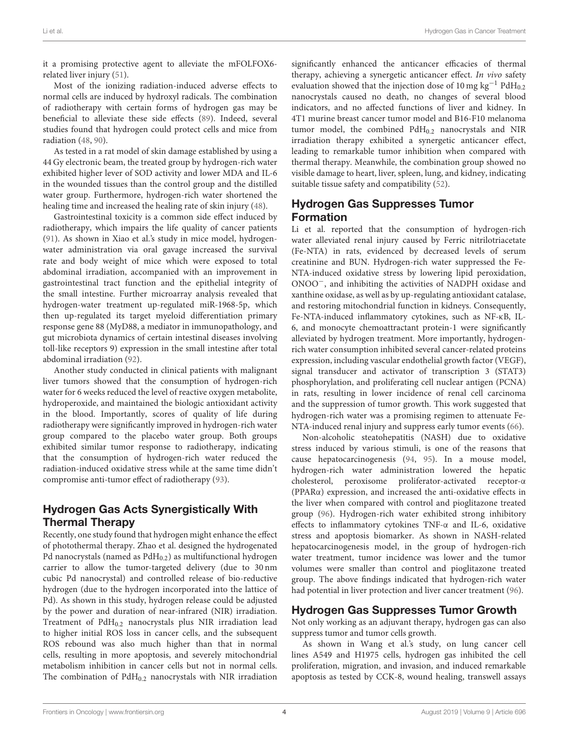it a promising protective agent to alleviate the mFOLFOX6-related liver injury (51).

Most of the ionizing radiation-induced adverse effects to normal cells are induced by hydroxyl radicals. The combination of radiotherapy with certain forms of hydrogen gas may be beneficial to alleviate these side effects (89). Indeed, several studies found that hydrogen could protect cells and mice from radiation (48, 90).

As tested in a rat model of skin damage established by using a 44 Gy electronic beam, the treated group by hydrogen-rich water exhibited higher lever of SOD activity and lower MDA and IL-6 in the wounded tissues than the control group and the distilled water group. Furthermore, hydrogen-rich water shortened the healing time and increased the healing rate of skin injury (48).

Gastrointestinal toxicity is a common side effect induced by radiotherapy, which impairs the life quality of cancer patients (91). As shown in Xiao et al.'s study in mice model, hydrogen-water administration via oral gavage increased the survival rate and body weight of mice which were exposed to total abdominal irradiation, accompanied with an improvement in gastrointestinal tract function and the epithelial integrity of the small intestine. Further microarray analysis revealed that hydrogen-water treatment up-regulated miR-1968-5p, which then up-regulated its target myeloid differentiation primary response gene 88 (MyD88, a mediator in immunopathology, and gut microbiota dynamics of certain intestinal diseases involving toll-like receptors 9) expression in the small intestine after total abdominal irradiation (92).

Another study conducted in clinical patients with malignant liver tumors showed that the consumption of hydrogen-rich water for 6 weeks reduced the level of reactive oxygen metabolite, hydroperoxide, and maintained the biologic antioxidant activity in the blood. Importantly, scores of quality of life during radiotherapy were significantly improved in hydrogen-rich water group compared to the placebo water group. Both groups exhibited similar tumor response to radiotherapy, indicating that the consumption of hydrogen-rich water reduced the radiation-induced oxidative stress while at the same time didn't compromise anti-tumor effect of radiotherapy (93).

## Hydrogen Gas Acts Synergistically With Thermal Therapy

Recently, one study found that hydrogen might enhance the effect of photothermal therapy. Zhao et al. designed the hydrogenated Pd nanocrystals (named as $PdH_{0.2}$) as multifunctional hydrogen carrier to allow the tumor-targeted delivery (due to 30 nm cubic Pd nanocrystal) and controlled release of bio-reductive hydrogen (due to the hydrogen incorporated into the lattice of Pd). As shown in this study, hydrogen release could be adjusted by the power and duration of near-infrared (NIR) irradiation. Treatment of $PdH_{0.2}$ nanocrystals plus NIR irradiation lead to higher initial ROS loss in cancer cells, and the subsequent ROS rebound was also much higher than that in normal cells, resulting in more apoptosis, and severely mitochondrial metabolism inhibition in cancer cells but not in normal cells. The combination of $PdH_{0.2}$ nanocrystals with NIR irradiation significantly enhanced the anticancer efficacies of thermal therapy, achieving a synergetic anticancer effect. *In vivo* safety evaluation showed that the injection dose of 10 mg $kg^{-1}$ $PdH_{0.2}$ nanocrystals caused no death, no changes of several blood indicators, and no affected functions of liver and kidney. In 4T1 murine breast cancer tumor model and B16-F10 melanoma tumor model, the combined $PdH_{0.2}$ nanocrystals and NIR irradiation therapy exhibited a synergetic anticancer effect, leading to remarkable tumor inhibition when compared with thermal therapy. Meanwhile, the combination group showed no visible damage to heart, liver, spleen, lung, and kidney, indicating suitable tissue safety and compatibility (52).

## Hydrogen Gas Suppresses Tumor Formation

Li et al. reported that the consumption of hydrogen-rich water alleviated renal injury caused by Ferric nitrilotriacetate (Fe-NTA) in rats, evidenced by decreased levels of serum creatinine and BUN. Hydrogen-rich water suppressed the Fe-NTA-induced oxidative stress by lowering lipid peroxidation, $ONOO^-$, and inhibiting the activities of NADPH oxidase and xanthine oxidase, as well as by up-regulating antioxidant catalase, and restoring mitochondrial function in kidneys. Consequently, Fe-NTA-induced inflammatory cytokines, such as NF-κB, IL-6, and monocyte chemoattractant protein-1 were significantly alleviated by hydrogen treatment. More importantly, hydrogen-rich water consumption inhibited several cancer-related proteins expression, including vascular endothelial growth factor (VEGF), signal transducer and activator of transcription 3 (STAT3) phosphorylation, and proliferating cell nuclear antigen (PCNA) in rats, resulting in lower incidence of renal cell carcinoma and the suppression of tumor growth. This work suggested that hydrogen-rich water was a promising regimen to attenuate Fe-NTA-induced renal injury and suppress early tumor events (66).

Non-alcoholic steatohepatitis (NASH) due to oxidative stress induced by various stimuli, is one of the reasons that cause hepatocarcinogenesis (94, 95). In a mouse model, hydrogen-rich water administration lowered the hepatic cholesterol, peroxisome proliferator-activated receptor-α (PPARα) expression, and increased the anti-oxidative effects in the liver when compared with control and pioglitazone treated group (96). Hydrogen-rich water exhibited strong inhibitory effects to inflammatory cytokines TNF-α and IL-6, oxidative stress and apoptosis biomarker. As shown in NASH-related hepatocarcinogenesis model, in the group of hydrogen-rich water treatment, tumor incidence was lower and the tumor volumes were smaller than control and pioglitazone treated group. The above findings indicated that hydrogen-rich water had potential in liver protection and liver cancer treatment (96).

## Hydrogen Gas Suppresses Tumor Growth

Not only working as an adjuvant therapy, hydrogen gas can also suppress tumor and tumor cells growth.

As shown in Wang et al.'s study, on lung cancer cell lines A549 and H1975 cells, hydrogen gas inhibited the cell proliferation, migration, and invasion, and induced remarkable apoptosis as tested by CCK-8, wound healing, transwell assays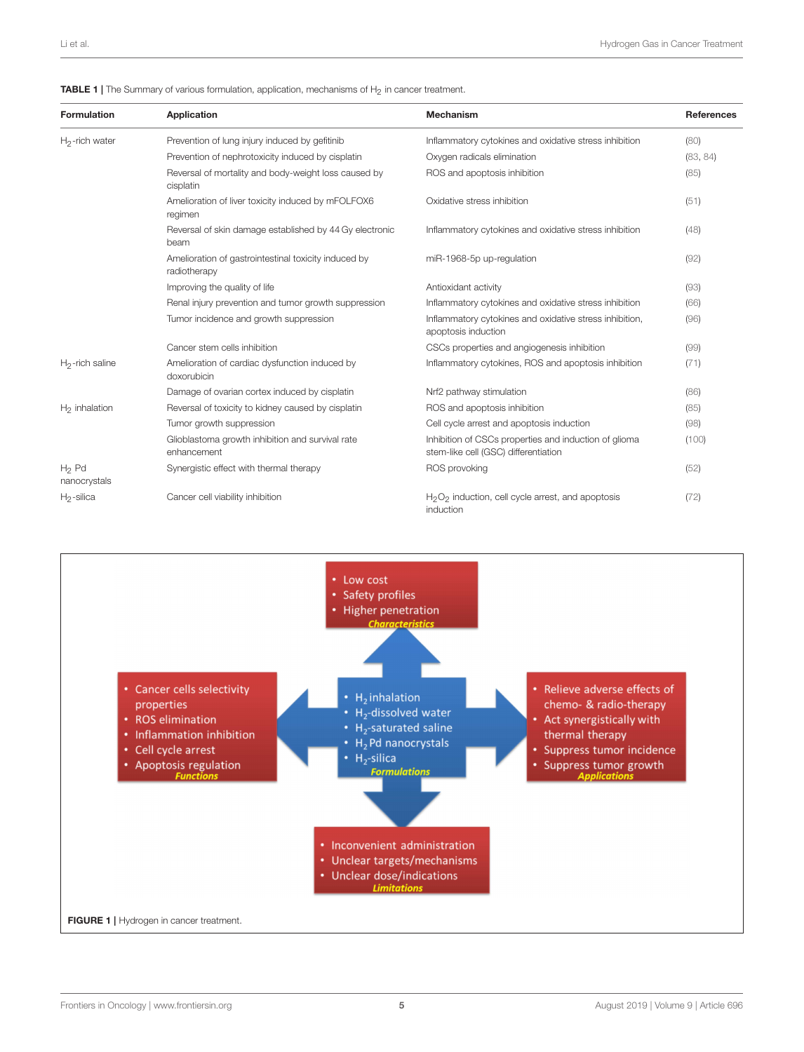**TABLE 1** | The Summary of various formulation, application, mechanisms of $H_2$ in cancer treatment.

| Formulation | Application | Mechanism | References |
|---|---|---|---|
| $H_2$-rich water | Prevention of lung injury induced by gefitinib | Inflammatory cytokines and oxidative stress inhibition | (80) |
| | Prevention of nephrotoxicity induced by cisplatin | Oxygen radicals elimination | (83, 84) |
| | Reversal of mortality and body-weight loss caused by cisplatin | ROS and apoptosis inhibition | (85) |
| | Amelioration of liver toxicity induced by mFOLFOX6 regimen | Oxidative stress inhibition | (51) |
| | Reversal of skin damage established by 44 Gy electronic beam | Inflammatory cytokines and oxidative stress inhibition | (48) |
| | Amelioration of gastrointestinal toxicity induced by radiotherapy | miR-1968-5p up-regulation | (92) |
| | Improving the quality of life | Antioxidant activity | (93) |
| | Renal injury prevention and tumor growth suppression | Inflammatory cytokines and oxidative stress inhibition | (66) |
| | Tumor incidence and growth suppression | Inflammatory cytokines and oxidative stress inhibition, apoptosis induction | (96) |
| | Cancer stem cells inhibition | CSCs properties and angiogenesis inhibition | (99) |
| $H_2$-rich saline | Amelioration of cardiac dysfunction induced by doxorubicin | Inflammatory cytokines, ROS and apoptosis inhibition | (71) |
| | Damage of ovarian cortex induced by cisplatin | Nrf2 pathway stimulation | (86) |
| $H_2$ inhalation | Reversal of toxicity to kidney caused by cisplatin | ROS and apoptosis inhibition | (85) |
| | Tumor growth suppression | Cell cycle arrest and apoptosis induction | (98) |
| | Glioblastoma growth inhibition and survival rate enhancement | Inhibition of CSCs properties and induction of glioma stem-like cell (GSC) differentiation | (100) |
| $H_2$ Pd nanocrystals | Synergistic effect with thermal therapy | ROS provoking | (52) |
| $H_2$-silica | Cancer cell viability inhibition | $H_2O_2$ induction, cell cycle arrest, and apoptosis induction | (72) |

**FIGURE 1** | Hydrogen in cancer treatment.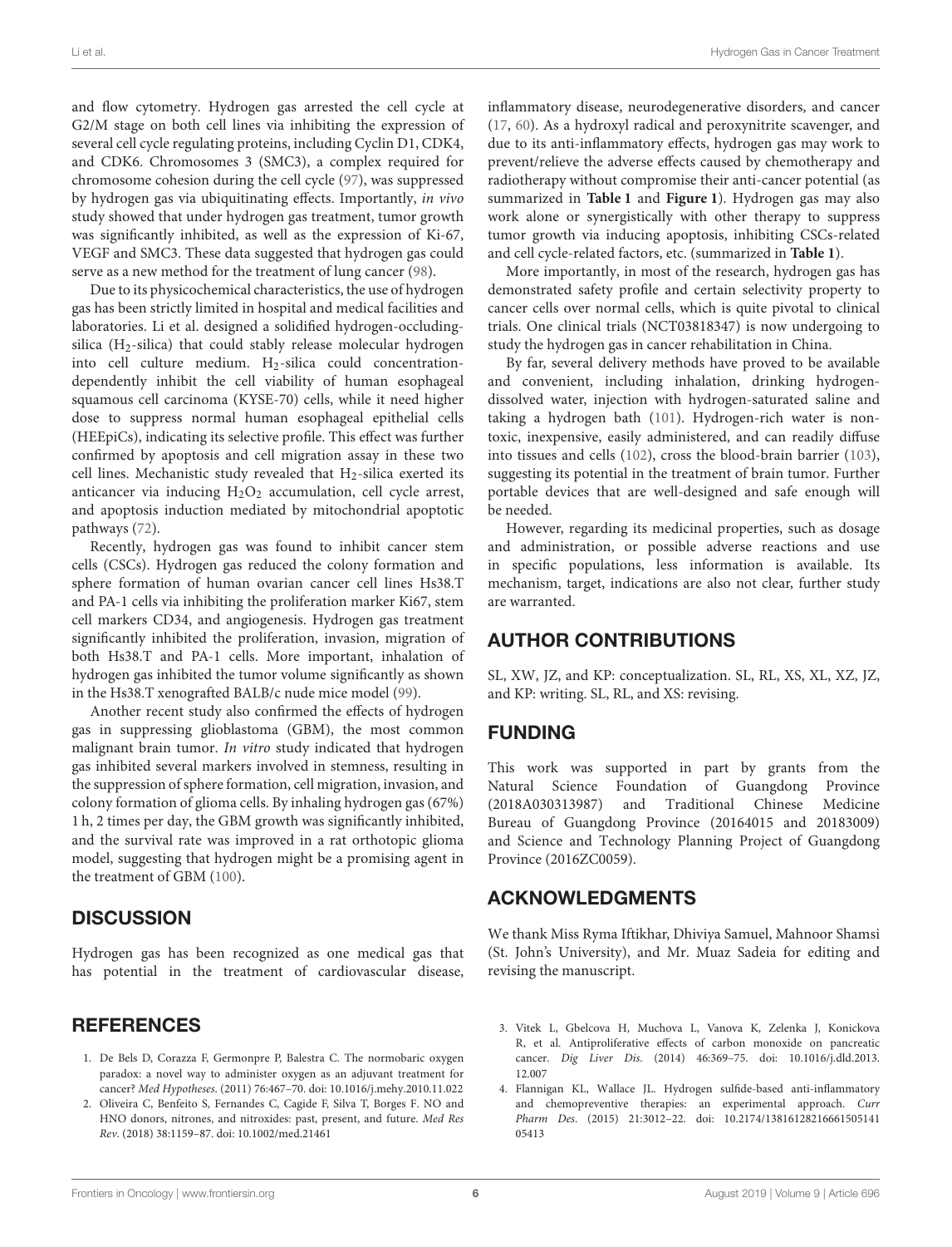and flow cytometry. Hydrogen gas arrested the cell cycle at G2/M stage on both cell lines via inhibiting the expression of several cell cycle regulating proteins, including Cyclin D1, CDK4, and CDK6. Chromosomes 3 (SMC3), a complex required for chromosome cohesion during the cell cycle (97), was suppressed by hydrogen gas via ubiquitinating effects. Importantly, *in vivo* study showed that under hydrogen gas treatment, tumor growth was significantly inhibited, as well as the expression of Ki-67, VEGF and SMC3. These data suggested that hydrogen gas could serve as a new method for the treatment of lung cancer (98).

Due to its physicochemical characteristics, the use of hydrogen gas has been strictly limited in hospital and medical facilities and laboratories. Li et al. designed a solidified hydrogen-occluding-silica ($H_2$-silica) that could stably release molecular hydrogen into cell culture medium. $H_2$-silica could concentration-dependently inhibit the cell viability of human esophageal squamous cell carcinoma (KYSE-70) cells, while it need higher dose to suppress normal human esophageal epithelial cells (HEEpiCs), indicating its selective profile. This effect was further confirmed by apoptosis and cell migration assay in these two cell lines. Mechanistic study revealed that $H_2$-silica exerted its anticancer via inducing $H_2O_2$ accumulation, cell cycle arrest, and apoptosis induction mediated by mitochondrial apoptotic pathways (72).

Recently, hydrogen gas was found to inhibit cancer stem cells (CSCs). Hydrogen gas reduced the colony formation and sphere formation of human ovarian cancer cell lines Hs38.T and PA-1 cells via inhibiting the proliferation marker Ki67, stem cell markers CD34, and angiogenesis. Hydrogen gas treatment significantly inhibited the proliferation, invasion, migration of both Hs38.T and PA-1 cells. More important, inhalation of hydrogen gas inhibited the tumor volume significantly as shown in the Hs38.T xenografted BALB/c nude mice model (99).

Another recent study also confirmed the effects of hydrogen gas in suppressing glioblastoma (GBM), the most common malignant brain tumor. *In vitro* study indicated that hydrogen gas inhibited several markers involved in stemness, resulting in the suppression of sphere formation, cell migration, invasion, and colony formation of glioma cells. By inhaling hydrogen gas (67%) 1 h, 2 times per day, the GBM growth was significantly inhibited, and the survival rate was improved in a rat orthotopic glioma model, suggesting that hydrogen might be a promising agent in the treatment of GBM (100).

## DISCUSSION

Hydrogen gas has been recognized as one medical gas that has potential in the treatment of cardiovascular disease, inflammatory disease, neurodegenerative disorders, and cancer (17, 60). As a hydroxyl radical and peroxynitrite scavenger, and due to its anti-inflammatory effects, hydrogen gas may work to prevent/relieve the adverse effects caused by chemotherapy and radiotherapy without compromise their anti-cancer potential (as summarized in **Table 1** and **Figure 1**). Hydrogen gas may also work alone or synergistically with other therapy to suppress tumor growth via inducing apoptosis, inhibiting CSCs-related and cell cycle-related factors, etc. (summarized in **Table 1**).

More importantly, in most of the research, hydrogen gas has demonstrated safety profile and certain selectivity property to cancer cells over normal cells, which is quite pivotal to clinical trials. One clinical trials (NCT03818347) is now undergoing to study the hydrogen gas in cancer rehabilitation in China.

By far, several delivery methods have proved to be available and convenient, including inhalation, drinking hydrogen-dissolved water, injection with hydrogen-saturated saline and taking a hydrogen bath (101). Hydrogen-rich water is non-toxic, inexpensive, easily administered, and can readily diffuse into tissues and cells (102), cross the blood-brain barrier (103), suggesting its potential in the treatment of brain tumor. Further portable devices that are well-designed and safe enough will be needed.

However, regarding its medicinal properties, such as dosage and administration, or possible adverse reactions and use in specific populations, less information is available. Its mechanism, target, indications are also not clear, further study are warranted.

## AUTHOR CONTRIBUTIONS

SL, XW, JZ, and KP: conceptualization. SL, RL, XS, XL, XZ, JZ, and KP: writing. SL, RL, and XS: revising.

## FUNDING

This work was supported in part by grants from the Natural Science Foundation of Guangdong Province (2018A030313987) and Traditional Chinese Medicine Bureau of Guangdong Province (20164015 and 20183009) and Science and Technology Planning Project of Guangdong Province (2016ZC0059).

## ACKNOWLEDGMENTS

We thank Miss Ryma Iftikhar, Dhiviya Samuel, Mahnoor Shamsi (St. John's University), and Mr. Muaz Sadeia for editing and revising the manuscript.

## REFERENCES

1. De Bels D, Corazza F, Germonpre P, Balestra C. The normobaric oxygen paradox: a novel way to administer oxygen as an adjuvant treatment for cancer? *Med Hypotheses*. (2011) 76:467–70. doi: 10.1016/j.mehy.2010.11.022
2. Oliveira C, Benfeito S, Fernandes C, Cagide F, Silva T, Borges F. NO and HNO donors, nitrones, and nitroxides: past, present, and future. *Med Res Rev*. (2018) 38:1159–87. doi: 10.1002/med.21461
3. Vitek L, Gbelcova H, Muchova L, Vanova K, Zelenka J, Konickova R, et al. Antiproliferative effects of carbon monoxide on pancreatic cancer. *Dig Liver Dis*. (2014) 46:369–75. doi: 10.1016/j.dld.2013.12.007
4. Flannigan KL, Wallace JL. Hydrogen sulfide-based anti-inflammatory and chemopreventive therapies: an experimental approach. *Curr Pharm Des*. (2015) 21:3012–22. doi: 10.2174/1381612821666150514105413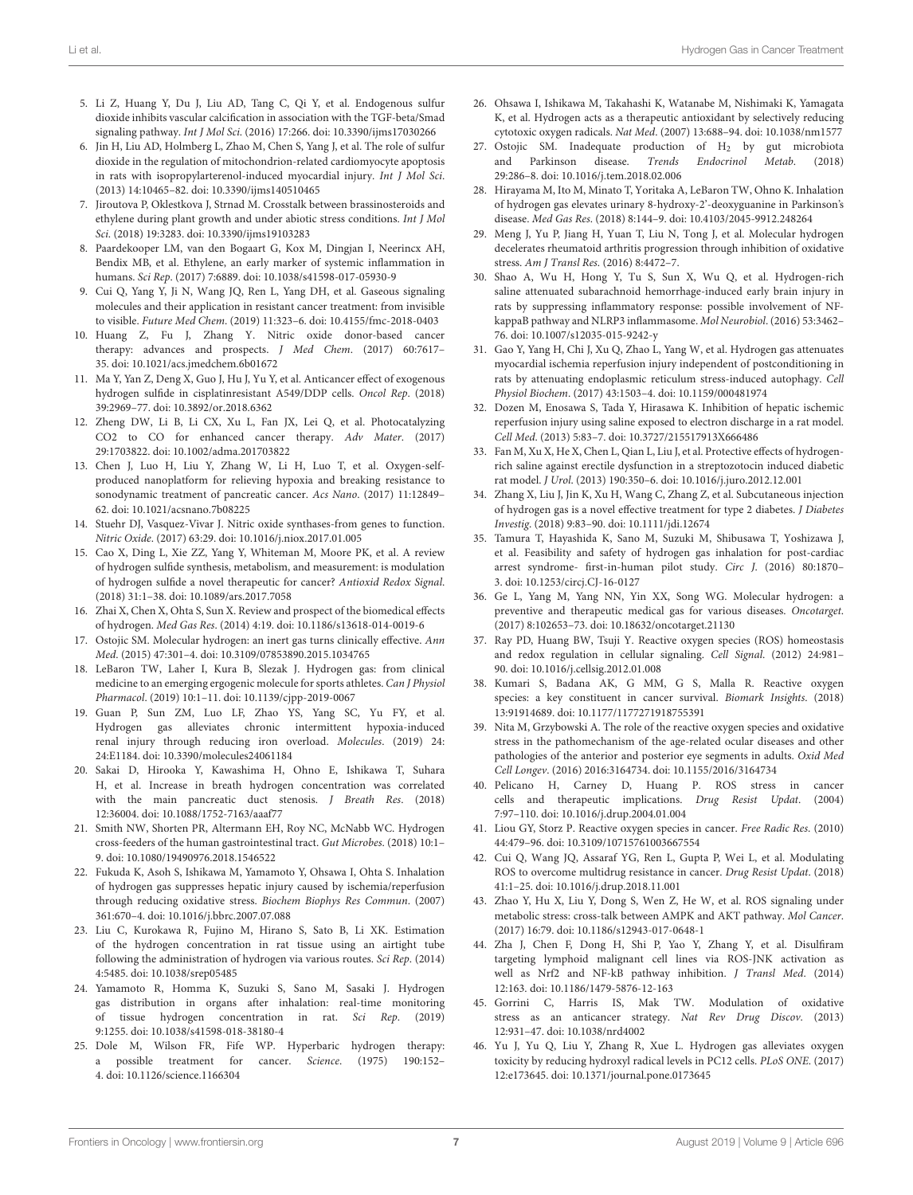5. Li Z, Huang Y, Du J, Liu AD, Tang C, Qi Y, et al. Endogenous sulfur dioxide inhibits vascular calcification in association with the TGF-beta/Smad signaling pathway. *Int J Mol Sci*. (2016) 17:266. doi: 10.3390/ijms17030266
6. Jin H, Liu AD, Holmberg L, Zhao M, Chen S, Yang J, et al. The role of sulfur dioxide in the regulation of mitochondrion-related cardiomyocyte apoptosis in rats with isopropylarterenol-induced myocardial injury. *Int J Mol Sci*. (2013) 14:10465–82. doi: 10.3390/ijms140510465
7. Jiroutova P, Oklestkova J, Strnad M. Crosstalk between brassinosteroids and ethylene during plant growth and under abiotic stress conditions. *Int J Mol Sci*. (2018) 19:3283. doi: 10.3390/ijms19103283
8. Paardekooper LM, van den Bogaart G, Kox M, Dingjan I, Neerincx AH, Bendix MB, et al. Ethylene, an early marker of systemic inflammation in humans. *Sci Rep*. (2017) 7:6889. doi: 10.1038/s41598-017-05930-9
9. Cui Q, Yang Y, Ji N, Wang JQ, Ren L, Yang DH, et al. Gaseous signaling molecules and their application in resistant cancer treatment: from invisible to visible. *Future Med Chem*. (2019) 11:323–6. doi: 10.4155/fmc-2018-0403
10. Huang Z, Fu J, Zhang Y. Nitric oxide donor-based cancer therapy: advances and prospects. *J Med Chem*. (2017) 60:7617–35. doi: 10.1021/acs.jmedchem.6b01672
11. Ma Y, Yan Z, Deng X, Guo J, Hu J, Yu Y, et al. Anticancer effect of exogenous hydrogen sulfide in cisplatinresistant A549/DDP cells. *Oncol Rep*. (2018) 39:2969–77. doi: 10.3892/or.2018.6362
12. Zheng DW, Li B, Li CX, Xu L, Fan JX, Lei Q, et al. Photocatalyzing CO2 to CO for enhanced cancer therapy. *Adv Mater*. (2017) 29:1703822. doi: 10.1002/adma.201703822
13. Chen J, Luo H, Liu Y, Zhang W, Li H, Luo T, et al. Oxygen-self-produced nanoplatform for relieving hypoxia and breaking resistance to sonodynamic treatment of pancreatic cancer. *Acs Nano*. (2017) 11:12849–62. doi: 10.1021/acsnano.7b08225
14. Stuehr DJ, Vasquez-Vivar J. Nitric oxide synthases-from genes to function. *Nitric Oxide*. (2017) 63:29. doi: 10.1016/j.niox.2017.01.005
15. Cao X, Ding L, Xie ZZ, Yang Y, Whiteman M, Moore PK, et al. A review of hydrogen sulfide synthesis, metabolism, and measurement: is modulation of hydrogen sulfide a novel therapeutic for cancer? *Antioxid Redox Signal*. (2018) 31:1–38. doi: 10.1089/ars.2017.7058
16. Zhai X, Chen X, Ohta S, Sun X. Review and prospect of the biomedical effects of hydrogen. *Med Gas Res*. (2014) 4:19. doi: 10.1186/s13618-014-0019-6
17. Ostojic SM. Molecular hydrogen: an inert gas turns clinically effective. *Ann Med*. (2015) 47:301–4. doi: 10.3109/07853890.2015.1034765
18. LeBaron TW, Laher I, Kura B, Slezak J. Hydrogen gas: from clinical medicine to an emerging ergogenic molecule for sports athletes. *Can J Physiol Pharmacol*. (2019) 10:1–11. doi: 10.1139/cjpp-2019-0067
19. Guan P, Sun ZM, Luo LF, Zhao YS, Yang SC, Yu FY, et al. Hydrogen gas alleviates chronic intermittent hypoxia-induced renal injury through reducing iron overload. *Molecules*. (2019) 24: 24:E1184. doi: 10.3390/molecules24061184
20. Sakai D, Hirooka Y, Kawashima H, Ohno E, Ishikawa T, Suhara H, et al. Increase in breath hydrogen concentration was correlated with the main pancreatic duct stenosis. *J Breath Res*. (2018) 12:36004. doi: 10.1088/1752-7163/aaaf77
21. Smith NW, Shorten PR, Altermann EH, Roy NC, McNabb WC. Hydrogen cross-feeders of the human gastrointestinal tract. *Gut Microbes*. (2018) 10:1–9. doi: 10.1080/19490976.2018.1546522
22. Fukuda K, Asoh S, Ishikawa M, Yamamoto Y, Ohsawa I, Ohta S. Inhalation of hydrogen gas suppresses hepatic injury caused by ischemia/reperfusion through reducing oxidative stress. *Biochem Biophys Res Commun*. (2007) 361:670–4. doi: 10.1016/j.bbrc.2007.07.088
23. Liu C, Kurokawa R, Fujino M, Hirano S, Sato B, Li XK. Estimation of the hydrogen concentration in rat tissue using an airtight tube following the administration of hydrogen via various routes. *Sci Rep*. (2014) 4:5485. doi: 10.1038/srep05485
24. Yamamoto R, Homma K, Suzuki S, Sano M, Sasaki J. Hydrogen gas distribution in organs after inhalation: real-time monitoring of tissue hydrogen concentration in rat. *Sci Rep*. (2019) 9:1255. doi: 10.1038/s41598-018-38180-4
25. Dole M, Wilson FR, Fife WP. Hyperbaric hydrogen therapy: a possible treatment for cancer. *Science*. (1975) 190:152–4. doi: 10.1126/science.1166304
26. Ohsawa I, Ishikawa M, Takahashi K, Watanabe M, Nishimaki K, Yamagata K, et al. Hydrogen acts as a therapeutic antioxidant by selectively reducing cytotoxic oxygen radicals. *Nat Med*. (2007) 13:688–94. doi: 10.1038/nm1577
27. Ostojic SM. Inadequate production of $H_2$ by gut microbiota and Parkinson disease. *Trends Endocrinol Metab*. (2018) 29:286–8. doi: 10.1016/j.tem.2018.02.006
28. Hirayama M, Ito M, Minato T, Yoritaka A, LeBaron TW, Ohno K. Inhalation of hydrogen gas elevates urinary 8-hydroxy-2'-deoxyguanine in Parkinson's disease. *Med Gas Res*. (2018) 8:144–9. doi: 10.4103/2045-9912.248264
29. Meng J, Yu P, Jiang H, Yuan T, Liu N, Tong J, et al. Molecular hydrogen decelerates rheumatoid arthritis progression through inhibition of oxidative stress. *Am J Transl Res*. (2016) 8:4472–7.
30. Shao A, Wu H, Hong Y, Tu S, Sun X, Wu Q, et al. Hydrogen-rich saline attenuated subarachnoid hemorrhage-induced early brain injury in rats by suppressing inflammatory response: possible involvement of NF-kappaB pathway and NLRP3 inflammasome. *Mol Neurobiol*. (2016) 53:3462–76. doi: 10.1007/s12035-015-9242-y
31. Gao Y, Yang H, Chi J, Xu Q, Zhao L, Yang W, et al. Hydrogen gas attenuates myocardial ischemia reperfusion injury independent of postconditioning in rats by attenuating endoplasmic reticulum stress-induced autophagy. *Cell Physiol Biochem*. (2017) 43:1503–4. doi: 10.1159/000481974
32. Dozen M, Enosawa S, Tada Y, Hirasawa K. Inhibition of hepatic ischemic reperfusion injury using saline exposed to electron discharge in a rat model. *Cell Med*. (2013) 5:83–7. doi: 10.3727/215517913X666486
33. Fan M, Xu X, He X, Chen L, Qian L, Liu J, et al. Protective effects of hydrogen-rich saline against erectile dysfunction in a streptozotocin induced diabetic rat model. *J Urol*. (2013) 190:350–6. doi: 10.1016/j.juro.2012.12.001
34. Zhang X, Liu J, Jin K, Xu H, Wang C, Zhang Z, et al. Subcutaneous injection of hydrogen gas is a novel effective treatment for type 2 diabetes. *J Diabetes Investig*. (2018) 9:83–90. doi: 10.1111/jdi.12674
35. Tamura T, Hayashida K, Sano M, Suzuki M, Shibusawa T, Yoshizawa J, et al. Feasibility and safety of hydrogen gas inhalation for post-cardiac arrest syndrome- first-in-human pilot study. *Circ J*. (2016) 80:1870–3. doi: 10.1253/circj.CJ-16-0127
36. Ge L, Yang M, Yang NN, Yin XX, Song WG. Molecular hydrogen: a preventive and therapeutic medical gas for various diseases. *Oncotarget*. (2017) 8:102653–73. doi: 10.18632/oncotarget.21130
37. Ray PD, Huang BW, Tsuji Y. Reactive oxygen species (ROS) homeostasis and redox regulation in cellular signaling. *Cell Signal*. (2012) 24:981–90. doi: 10.1016/j.cellsig.2012.01.008
38. Kumari S, Badana AK, G MM, G S, Malla R. Reactive oxygen species: a key constituent in cancer survival. *Biomark Insights*. (2018) 13:91914689. doi: 10.1177/1177271918755391
39. Nita M, Grzybowski A. The role of the reactive oxygen species and oxidative stress in the pathomechanism of the age-related ocular diseases and other pathologies of the anterior and posterior eye segments in adults. *Oxid Med Cell Longev*. (2016) 2016:3164734. doi: 10.1155/2016/3164734
40. Pelicano H, Carney D, Huang P. ROS stress in cancer cells and therapeutic implications. *Drug Resist Updat*. (2004) 7:97–110. doi: 10.1016/j.drup.2004.01.004
41. Liou GY, Storz P. Reactive oxygen species in cancer. *Free Radic Res*. (2010) 44:479–96. doi: 10.3109/10715761003667554
42. Cui Q, Wang JQ, Assaraf YG, Ren L, Gupta P, Wei L, et al. Modulating ROS to overcome multidrug resistance in cancer. *Drug Resist Updat*. (2018) 41:1–25. doi: 10.1016/j.drup.2018.11.001
43. Zhao Y, Hu X, Liu Y, Dong S, Wen Z, He W, et al. ROS signaling under metabolic stress: cross-talk between AMPK and AKT pathway. *Mol Cancer*. (2017) 16:79. doi: 10.1186/s12943-017-0648-1
44. Zha J, Chen F, Dong H, Shi P, Yao Y, Zhang Y, et al. Disulfiram targeting lymphoid malignant cell lines via ROS-JNK activation as well as Nrf2 and NF-kB pathway inhibition. *J Transl Med*. (2014) 12:163. doi: 10.1186/1479-5876-12-163
45. Gorrini C, Harris IS, Mak TW. Modulation of oxidative stress as an anticancer strategy. *Nat Rev Drug Discov*. (2013) 12:931–47. doi: 10.1038/nrd4002
46. Yu J, Yu Q, Liu Y, Zhang R, Xue L. Hydrogen gas alleviates oxygen toxicity by reducing hydroxyl radical levels in PC12 cells. *PLoS ONE*. (2017) 12:e173645. doi: 10.1371/journal.pone.0173645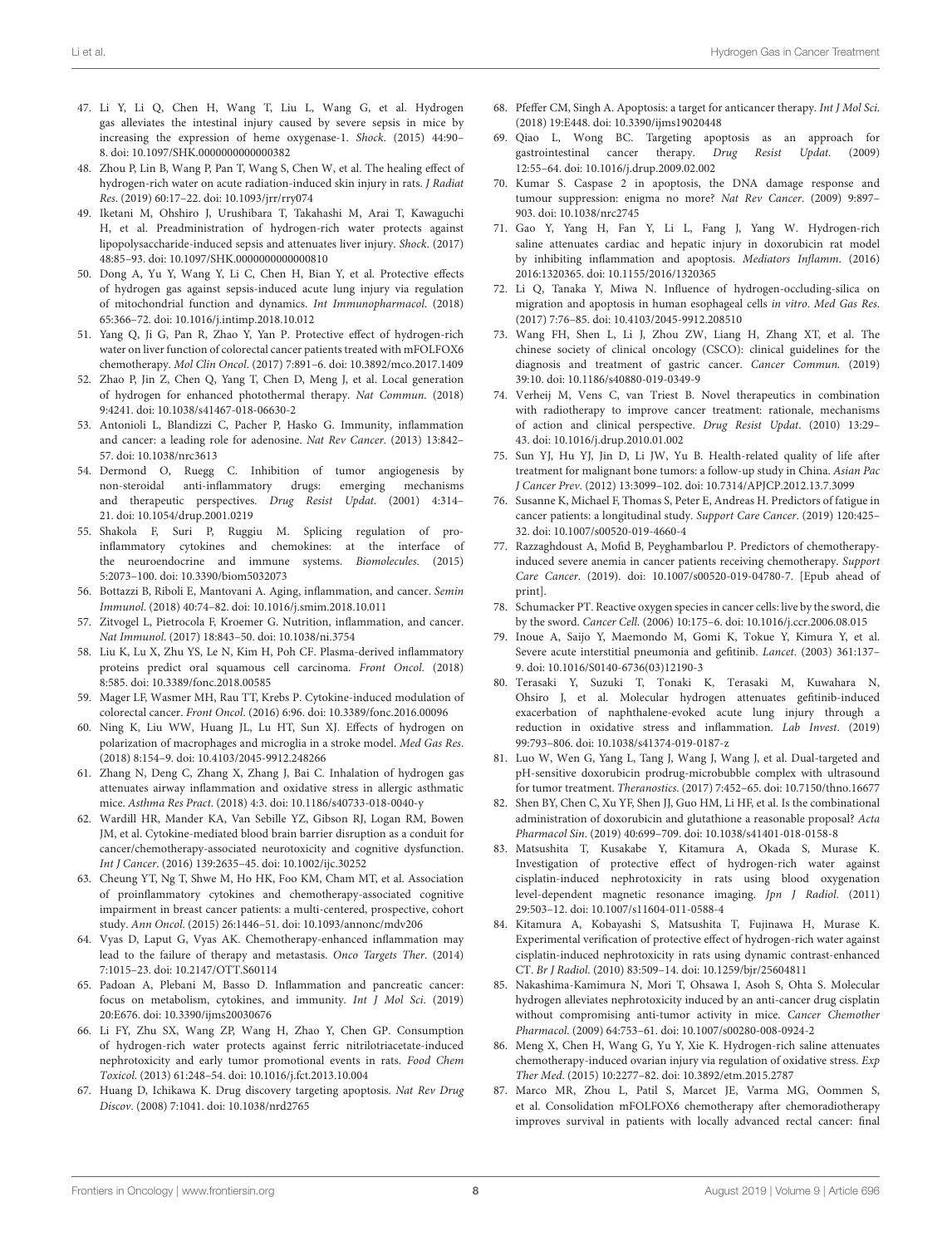47. Li Y, Li Q, Chen H, Wang T, Liu L, Wang G, et al. Hydrogen gas alleviates the intestinal injury caused by severe sepsis in mice by increasing the expression of heme oxygenase-1. *Shock*. (2015) 44:90–8. doi: 10.1097/SHK.0000000000000382
48. Zhou P, Lin B, Wang P, Pan T, Wang S, Chen W, et al. The healing effect of hydrogen-rich water on acute radiation-induced skin injury in rats. *J Radiat Res*. (2019) 60:17–22. doi: 10.1093/jrr/rry074
49. Iketani M, Ohshiro J, Urushibara T, Takahashi M, Arai T, Kawaguchi H, et al. Preadministration of hydrogen-rich water protects against lipopolysaccharide-induced sepsis and attenuates liver injury. *Shock*. (2017) 48:85–93. doi: 10.1097/SHK.0000000000000810
50. Dong A, Yu Y, Wang Y, Li C, Chen H, Bian Y, et al. Protective effects of hydrogen gas against sepsis-induced acute lung injury via regulation of mitochondrial function and dynamics. *Int Immunopharmacol*. (2018) 65:366–72. doi: 10.1016/j.intimp.2018.10.012
51. Yang Q, Ji G, Pan R, Zhao Y, Yan P. Protective effect of hydrogen-rich water on liver function of colorectal cancer patients treated with mFOLFOX6 chemotherapy. *Mol Clin Oncol*. (2017) 7:891–6. doi: 10.3892/mco.2017.1409
52. Zhao P, Jin Z, Chen Q, Yang T, Chen D, Meng J, et al. Local generation of hydrogen for enhanced photothermal therapy. *Nat Commun*. (2018) 9:4241. doi: 10.1038/s41467-018-06630-2
53. Antonioli L, Blandizzi C, Pacher P, Hasko G. Immunity, inflammation and cancer: a leading role for adenosine. *Nat Rev Cancer*. (2013) 13:842–57. doi: 10.1038/nrc3613
54. Dermond O, Ruegg C. Inhibition of tumor angiogenesis by non-steroidal anti-inflammatory drugs: emerging mechanisms and therapeutic perspectives. *Drug Resist Updat*. (2001) 4:314–21. doi: 10.1054/drup.2001.0219
55. Shakola F, Suri P, Ruggiu M. Splicing regulation of pro-inflammatory cytokines and chemokines: at the interface of the neuroendocrine and immune systems. *Biomolecules*. (2015) 5:2073–100. doi: 10.3390/biom5032073
56. Bottazzi B, Riboli E, Mantovani A. Aging, inflammation, and cancer. *Semin Immunol*. (2018) 40:74–82. doi: 10.1016/j.smim.2018.10.011
57. Zitvogel L, Pietrocola F, Kroemer G. Nutrition, inflammation, and cancer. *Nat Immunol*. (2017) 18:843–50. doi: 10.1038/ni.3754
58. Liu K, Lu X, Zhu YS, Le N, Kim H, Poh CF. Plasma-derived inflammatory proteins predict oral squamous cell carcinoma. *Front Oncol*. (2018) 8:585. doi: 10.3389/fonc.2018.00585
59. Mager LF, Wasmer MH, Rau TT, Krebs P. Cytokine-induced modulation of colorectal cancer. *Front Oncol*. (2016) 6:96. doi: 10.3389/fonc.2016.00096
60. Ning K, Liu WW, Huang JL, Lu HT, Sun XJ. Effects of hydrogen on polarization of macrophages and microglia in a stroke model. *Med Gas Res*. (2018) 8:154–9. doi: 10.4103/2045-9912.248266
61. Zhang N, Deng C, Zhang X, Zhang J, Bai C. Inhalation of hydrogen gas attenuates airway inflammation and oxidative stress in allergic asthmatic mice. *Asthma Res Pract*. (2018) 4:3. doi: 10.1186/s40733-018-0040-y
62. Wardill HR, Mander KA, Van Sebille YZ, Gibson RJ, Logan RM, Bowen JM, et al. Cytokine-mediated blood brain barrier disruption as a conduit for cancer/chemotherapy-associated neurotoxicity and cognitive dysfunction. *Int J Cancer*. (2016) 139:2635–45. doi: 10.1002/ijc.30252
63. Cheung YT, Ng T, Shwe M, Ho HK, Foo KM, Cham MT, et al. Association of proinflammatory cytokines and chemotherapy-associated cognitive impairment in breast cancer patients: a multi-centered, prospective, cohort study. *Ann Oncol*. (2015) 26:1446–51. doi: 10.1093/annonc/mdv206
64. Vyas D, Laput G, Vyas AK. Chemotherapy-enhanced inflammation may lead to the failure of therapy and metastasis. *Onco Targets Ther*. (2014) 7:1015–23. doi: 10.2147/OTT.S60114
65. Padoan A, Plebani M, Basso D. Inflammation and pancreatic cancer: focus on metabolism, cytokines, and immunity. *Int J Mol Sci*. (2019) 20:E676. doi: 10.3390/ijms20030676
66. Li FY, Zhu SX, Wang ZP, Wang H, Zhao Y, Chen GP. Consumption of hydrogen-rich water protects against ferric nitrilotriacetate-induced nephrotoxicity and early tumor promotional events in rats. *Food Chem Toxicol*. (2013) 61:248–54. doi: 10.1016/j.fct.2013.10.004
67. Huang D, Ichikawa K. Drug discovery targeting apoptosis. *Nat Rev Drug Discov*. (2008) 7:1041. doi: 10.1038/nrd2765
68. Pfeffer CM, Singh A. Apoptosis: a target for anticancer therapy. *Int J Mol Sci*. (2018) 19:E448. doi: 10.3390/ijms19020448
69. Qiao L, Wong BC. Targeting apoptosis as an approach for gastrointestinal cancer therapy. *Drug Resist Updat*. (2009) 12:55–64. doi: 10.1016/j.drup.2009.02.002
70. Kumar S. Caspase 2 in apoptosis, the DNA damage response and tumour suppression: enigma no more? *Nat Rev Cancer*. (2009) 9:897–903. doi: 10.1038/nrc2745
71. Gao Y, Yang H, Fan Y, Li L, Fang J, Yang W. Hydrogen-rich saline attenuates cardiac and hepatic injury in doxorubicin rat model by inhibiting inflammation and apoptosis. *Mediators Inflamm*. (2016) 2016:1320365. doi: 10.1155/2016/1320365
72. Li Q, Tanaka Y, Miwa N. Influence of hydrogen-occluding-silica on migration and apoptosis in human esophageal cells *in vitro*. *Med Gas Res*. (2017) 7:76–85. doi: 10.4103/2045-9912.208510
73. Wang FH, Shen L, Li J, Zhou ZW, Liang H, Zhang XT, et al. The chinese society of clinical oncology (CSCO): clinical guidelines for the diagnosis and treatment of gastric cancer. *Cancer Commun*. (2019) 39:10. doi: 10.1186/s40880-019-0349-9
74. Verheij M, Vens C, van Triest B. Novel therapeutics in combination with radiotherapy to improve cancer treatment: rationale, mechanisms of action and clinical perspective. *Drug Resist Updat*. (2010) 13:29–43. doi: 10.1016/j.drup.2010.01.002
75. Sun YJ, Hu YJ, Jin D, Li JW, Yu B. Health-related quality of life after treatment for malignant bone tumors: a follow-up study in China. *Asian Pac J Cancer Prev*. (2012) 13:3099–102. doi: 10.7314/APJCP.2012.13.7.3099
76. Susanne K, Michael F, Thomas S, Peter E, Andreas H. Predictors of fatigue in cancer patients: a longitudinal study. *Support Care Cancer*. (2019) 120:425–32. doi: 10.1007/s00520-019-4660-4
77. Razzaghdoust A, Mofid B, Peyghambarlou P. Predictors of chemotherapy-induced severe anemia in cancer patients receiving chemotherapy. *Support Care Cancer*. (2019). doi: 10.1007/s00520-019-04780-7. [Epub ahead of print].
78. Schumacker PT. Reactive oxygen species in cancer cells: live by the sword, die by the sword. *Cancer Cell*. (2006) 10:175–6. doi: 10.1016/j.ccr.2006.08.015
79. Inoue A, Saijo Y, Maemondo M, Gomi K, Tokue Y, Kimura Y, et al. Severe acute interstitial pneumonia and gefitinib. *Lancet*. (2003) 361:137–9. doi: 10.1016/S0140-6736(03)12190-3
80. Terasaki Y, Suzuki T, Tonaki K, Terasaki M, Kuwahara N, Ohsiro J, et al. Molecular hydrogen attenuates gefitinib-induced exacerbation of naphthalene-evoked acute lung injury through a reduction in oxidative stress and inflammation. *Lab Invest*. (2019) 99:793–806. doi: 10.1038/s41374-019-0187-z
81. Luo W, Wen G, Yang L, Tang J, Wang J, Wang J, et al. Dual-targeted and pH-sensitive doxorubicin prodrug-microbubble complex with ultrasound for tumor treatment. *Theranostics*. (2017) 7:452–65. doi: 10.7150/thno.16677
82. Shen BY, Chen C, Xu YF, Shen JJ, Guo HM, Li HF, et al. Is the combinational administration of doxorubicin and glutathione a reasonable proposal? *Acta Pharmacol Sin*. (2019) 40:699–709. doi: 10.1038/s41401-018-0158-8
83. Matsushita T, Kusakabe Y, Kitamura A, Okada S, Murase K. Investigation of protective effect of hydrogen-rich water against cisplatin-induced nephrotoxicity in rats using blood oxygenation level-dependent magnetic resonance imaging. *Jpn J Radiol*. (2011) 29:503–12. doi: 10.1007/s11604-011-0588-4
84. Kitamura A, Kobayashi S, Matsushita T, Fujinawa H, Murase K. Experimental verification of protective effect of hydrogen-rich water against cisplatin-induced nephrotoxicity in rats using dynamic contrast-enhanced CT. *Br J Radiol*. (2010) 83:509–14. doi: 10.1259/bjr/25604811
85. Nakashima-Kamimura N, Mori T, Ohsawa I, Asoh S, Ohta S. Molecular hydrogen alleviates nephrotoxicity induced by an anti-cancer drug cisplatin without compromising anti-tumor activity in mice. *Cancer Chemother Pharmacol*. (2009) 64:753–61. doi: 10.1007/s00280-008-0924-2
86. Meng X, Chen H, Wang G, Yu Y, Xie K. Hydrogen-rich saline attenuates chemotherapy-induced ovarian injury via regulation of oxidative stress. *Exp Ther Med*. (2015) 10:2277–82. doi: 10.3892/etm.2015.2787
87. Marco MR, Zhou L, Patil S, Marcet JE, Varma MG, Oommen S, et al. Consolidation mFOLFOX6 chemotherapy after chemoradiotherapy improves survival in patients with locally advanced rectal cancer: final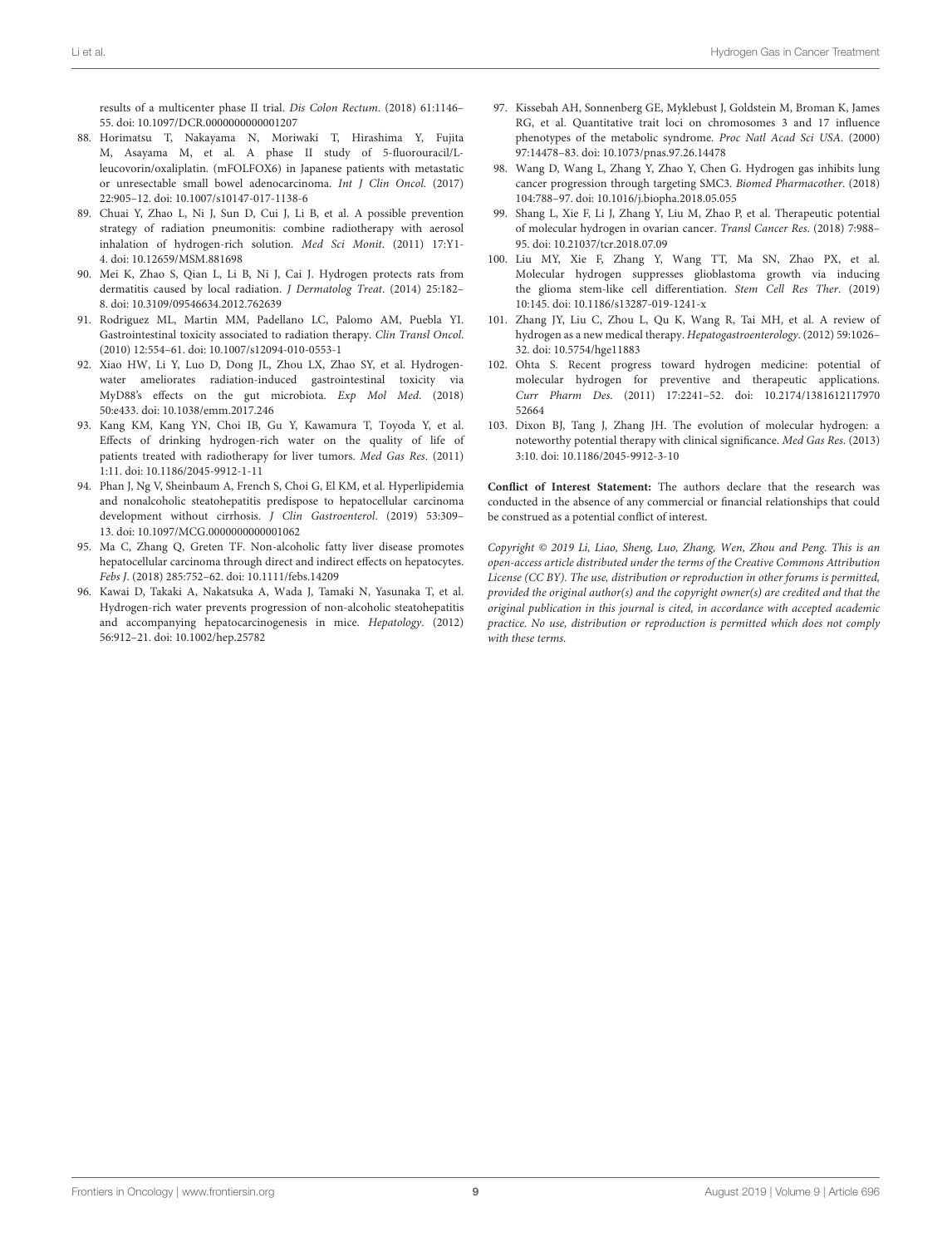results of a multicenter phase II trial. *Dis Colon Rectum*. (2018) 61:1146–55. doi: 10.1097/DCR.0000000000001207

88. Horimatsu T, Nakayama N, Moriwaki T, Hirashima Y, Fujita M, Asayama M, et al. A phase II study of 5-fluorouracil/L-leucovorin/oxaliplatin. (mFOLFOX6) in Japanese patients with metastatic or unresectable small bowel adenocarcinoma. *Int J Clin Oncol*. (2017) 22:905–12. doi: 10.1007/s10147-017-1138-6
89. Chuai Y, Zhao L, Ni J, Sun D, Cui J, Li B, et al. A possible prevention strategy of radiation pneumonitis: combine radiotherapy with aerosol inhalation of hydrogen-rich solution. *Med Sci Monit*. (2011) 17:Y1-4. doi: 10.12659/MSM.881698
90. Mei K, Zhao S, Qian L, Li B, Ni J, Cai J. Hydrogen protects rats from dermatitis caused by local radiation. *J Dermatolog Treat*. (2014) 25:182–8. doi: 10.3109/09546634.2012.762639
91. Rodriguez ML, Martin MM, Padellano LC, Palomo AM, Puebla YI. Gastrointestinal toxicity associated to radiation therapy. *Clin Transl Oncol*. (2010) 12:554–61. doi: 10.1007/s12094-010-0553-1
92. Xiao HW, Li Y, Luo D, Dong JL, Zhou LX, Zhao SY, et al. Hydrogen-water ameliorates radiation-induced gastrointestinal toxicity via MyD88's effects on the gut microbiota. *Exp Mol Med*. (2018) 50:e433. doi: 10.1038/emm.2017.246
93. Kang KM, Kang YN, Choi IB, Gu Y, Kawamura T, Toyoda Y, et al. Effects of drinking hydrogen-rich water on the quality of life of patients treated with radiotherapy for liver tumors. *Med Gas Res*. (2011) 1:11. doi: 10.1186/2045-9912-1-11
94. Phan J, Ng V, Sheinbaum A, French S, Choi G, El KM, et al. Hyperlipidemia and nonalcoholic steatohepatitis predispose to hepatocellular carcinoma development without cirrhosis. *J Clin Gastroenterol*. (2019) 53:309–13. doi: 10.1097/MCG.0000000000001062
95. Ma C, Zhang Q, Greten TF. Non-alcoholic fatty liver disease promotes hepatocellular carcinoma through direct and indirect effects on hepatocytes. *Febs J*. (2018) 285:752–62. doi: 10.1111/febs.14209
96. Kawai D, Takaki A, Nakatsuka A, Wada J, Tamaki N, Yasunaka T, et al. Hydrogen-rich water prevents progression of non-alcoholic steatohepatitis and accompanying hepatocarcinogenesis in mice. *Hepatology*. (2012) 56:912–21. doi: 10.1002/hep.25782
97. Kissebah AH, Sonnenberg GE, Myklebust J, Goldstein M, Broman K, James RG, et al. Quantitative trait loci on chromosomes 3 and 17 influence phenotypes of the metabolic syndrome. *Proc Natl Acad Sci USA*. (2000) 97:14478–83. doi: 10.1073/pnas.97.26.14478
98. Wang D, Wang L, Zhang Y, Zhao Y, Chen G. Hydrogen gas inhibits lung cancer progression through targeting SMC3. *Biomed Pharmacother*. (2018) 104:788–97. doi: 10.1016/j.biopha.2018.05.055
99. Shang L, Xie F, Li J, Zhang Y, Liu M, Zhao P, et al. Therapeutic potential of molecular hydrogen in ovarian cancer. *Transl Cancer Res*. (2018) 7:988–95. doi: 10.21037/tcr.2018.07.09
100. Liu MY, Xie F, Zhang Y, Wang TT, Ma SN, Zhao PX, et al. Molecular hydrogen suppresses glioblastoma growth via inducing the glioma stem-like cell differentiation. *Stem Cell Res Ther*. (2019) 10:145. doi: 10.1186/s13287-019-1241-x
101. Zhang JY, Liu C, Zhou L, Qu K, Wang R, Tai MH, et al. A review of hydrogen as a new medical therapy. *Hepatogastroenterology*. (2012) 59:1026–32. doi: 10.5754/hge11883
102. Ohta S. Recent progress toward hydrogen medicine: potential of molecular hydrogen for preventive and therapeutic applications. *Curr Pharm Des*. (2011) 17:2241–52. doi: 10.2174/138161211797052664
103. Dixon BJ, Tang J, Zhang JH. The evolution of molecular hydrogen: a noteworthy potential therapy with clinical significance. *Med Gas Res*. (2013) 3:10. doi: 10.1186/2045-9912-3-10

**Conflict of Interest Statement:** The authors declare that the research was conducted in the absence of any commercial or financial relationships that could be construed as a potential conflict of interest.

*Copyright © 2019 Li, Liao, Sheng, Luo, Zhang, Wen, Zhou and Peng. This is an open-access article distributed under the terms of the Creative Commons Attribution License (CC BY). The use, distribution or reproduction in other forums is permitted, provided the original author(s) and the copyright owner(s) are credited and that the original publication in this journal is cited, in accordance with accepted academic practice. No use, distribution or reproduction is permitted which does not comply with these terms.*